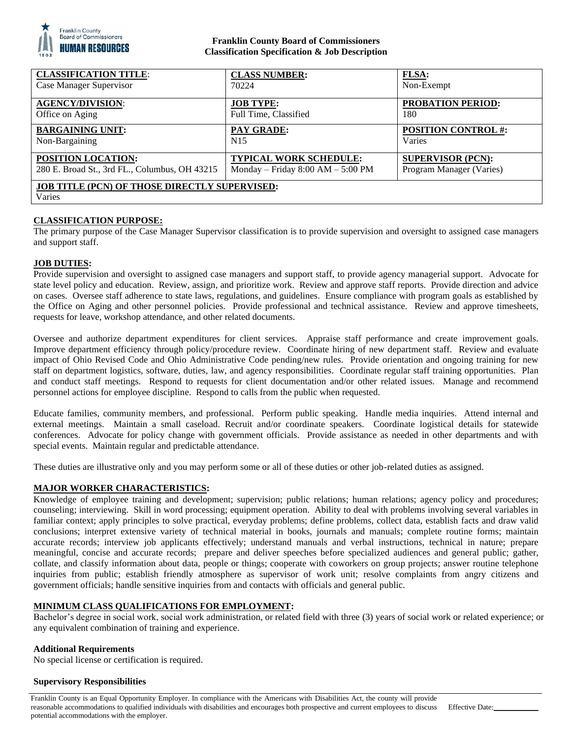**Franklin County Board of Commissioners**
**Classification Specification & Job Description**

| **CLASSIFICATION TITLE**: | **CLASS NUMBER:** | **FLSA:** |
|---|---|---|
| Case Manager Supervisor | 70224 | Non-Exempt |
| **AGENCY/DIVISION**: | **JOB TYPE:** | **PROBATION PERIOD:** |
| Office on Aging | Full Time, Classified | 180 |
| **BARGAINING UNIT:** | **PAY GRADE:** | **POSITION CONTROL #:** |
| Non-Bargaining | N15 | Varies |
| **POSITION LOCATION:** | **TYPICAL WORK SCHEDULE:** | **SUPERVISOR (PCN):** |
| 280 E. Broad St., 3rd FL., Columbus, OH 43215 | Monday – Friday 8:00 AM – 5:00 PM | Program Manager (Varies) |
| **JOB TITLE (PCN) OF THOSE DIRECTLY SUPERVISED:** | | |
| Varies | | |

## CLASSIFICATION PURPOSE:

The primary purpose of the Case Manager Supervisor classification is to provide supervision and oversight to assigned case managers and support staff.

## JOB DUTIES:

Provide supervision and oversight to assigned case managers and support staff, to provide agency managerial support. Advocate for state level policy and education. Review, assign, and prioritize work. Review and approve staff reports. Provide direction and advice on cases. Oversee staff adherence to state laws, regulations, and guidelines. Ensure compliance with program goals as established by the Office on Aging and other personnel policies. Provide professional and technical assistance. Review and approve timesheets, requests for leave, workshop attendance, and other related documents.

Oversee and authorize department expenditures for client services. Appraise staff performance and create improvement goals. Improve department efficiency through policy/procedure review. Coordinate hiring of new department staff. Review and evaluate impact of Ohio Revised Code and Ohio Administrative Code pending/new rules. Provide orientation and ongoing training for new staff on department logistics, software, duties, law, and agency responsibilities. Coordinate regular staff training opportunities. Plan and conduct staff meetings. Respond to requests for client documentation and/or other related issues. Manage and recommend personnel actions for employee discipline. Respond to calls from the public when requested.

Educate families, community members, and professional. Perform public speaking. Handle media inquiries. Attend internal and external meetings. Maintain a small caseload. Recruit and/or coordinate speakers. Coordinate logistical details for statewide conferences. Advocate for policy change with government officials. Provide assistance as needed in other departments and with special events. Maintain regular and predictable attendance.

These duties are illustrative only and you may perform some or all of these duties or other job-related duties as assigned.

## MAJOR WORKER CHARACTERISTICS:

Knowledge of employee training and development; supervision; public relations; human relations; agency policy and procedures; counseling; interviewing. Skill in word processing; equipment operation. Ability to deal with problems involving several variables in familiar context; apply principles to solve practical, everyday problems; define problems, collect data, establish facts and draw valid conclusions; interpret extensive variety of technical material in books, journals and manuals; complete routine forms; maintain accurate records; interview job applicants effectively; understand manuals and verbal instructions, technical in nature; prepare meaningful, concise and accurate records; prepare and deliver speeches before specialized audiences and general public; gather, collate, and classify information about data, people or things; cooperate with coworkers on group projects; answer routine telephone inquiries from public; establish friendly atmosphere as supervisor of work unit; resolve complaints from angry citizens and government officials; handle sensitive inquiries from and contacts with officials and general public.

## MINIMUM CLASS QUALIFICATIONS FOR EMPLOYMENT:

Bachelor's degree in social work, social work administration, or related field with three (3) years of social work or related experience; or any equivalent combination of training and experience.

### Additional Requirements

No special license or certification is required.

### Supervisory Responsibilities

Franklin County is an Equal Opportunity Employer. In compliance with the Americans with Disabilities Act, the county will provide reasonable accommodations to qualified individuals with disabilities and encourages both prospective and current employees to discuss potential accommodations with the employer.

Effective Date:___________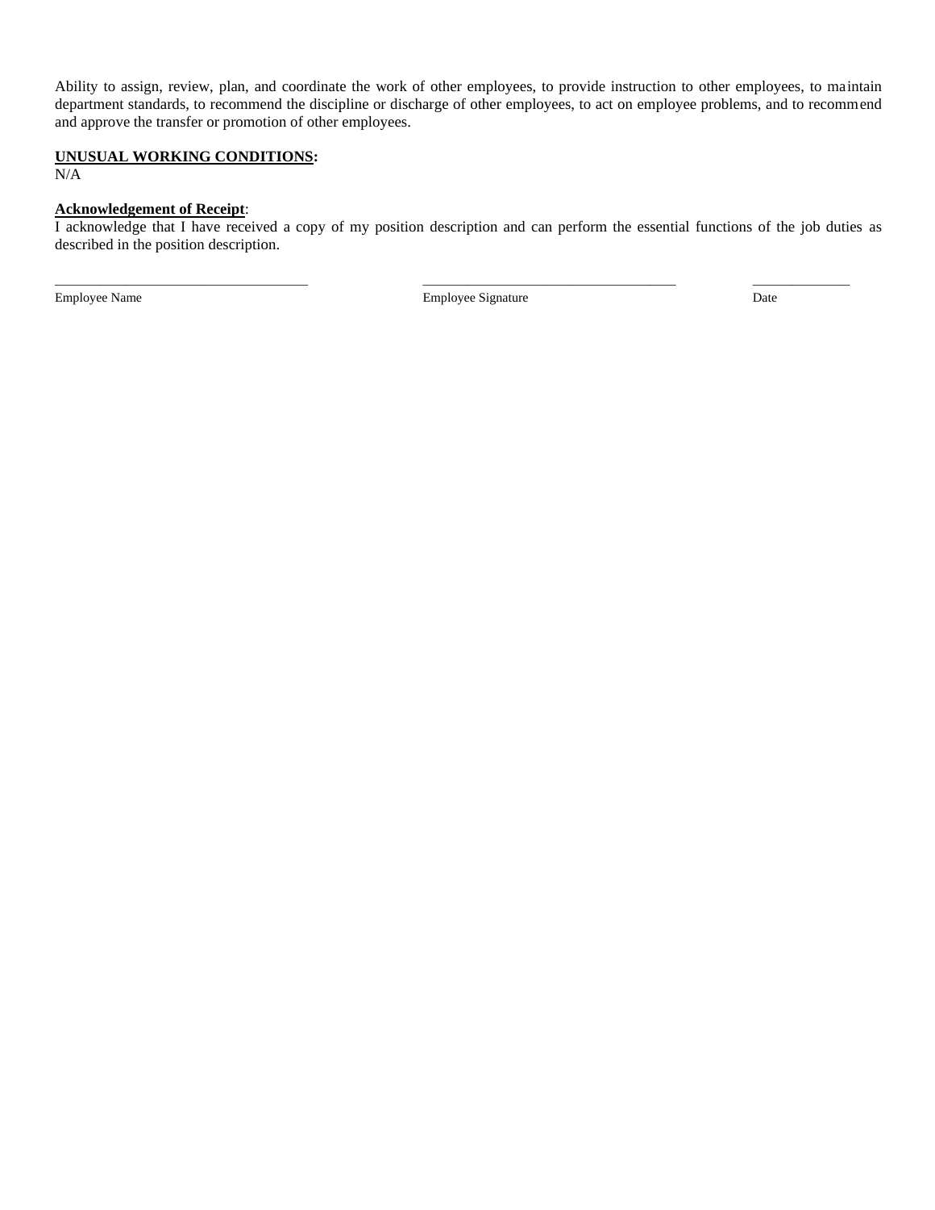Ability to assign, review, plan, and coordinate the work of other employees, to provide instruction to other employees, to maintain department standards, to recommend the discipline or discharge of other employees, to act on employee problems, and to recommend and approve the transfer or promotion of other employees.

**UNUSUAL WORKING CONDITIONS:**
N/A

**Acknowledgement of Receipt**:
I acknowledge that I have received a copy of my position description and can perform the essential functions of the job duties as described in the position description.

| | | |
|---|---|---|
| _____________________________________ | _____________________________________ | ______________ |
| Employee Name | Employee Signature | Date |